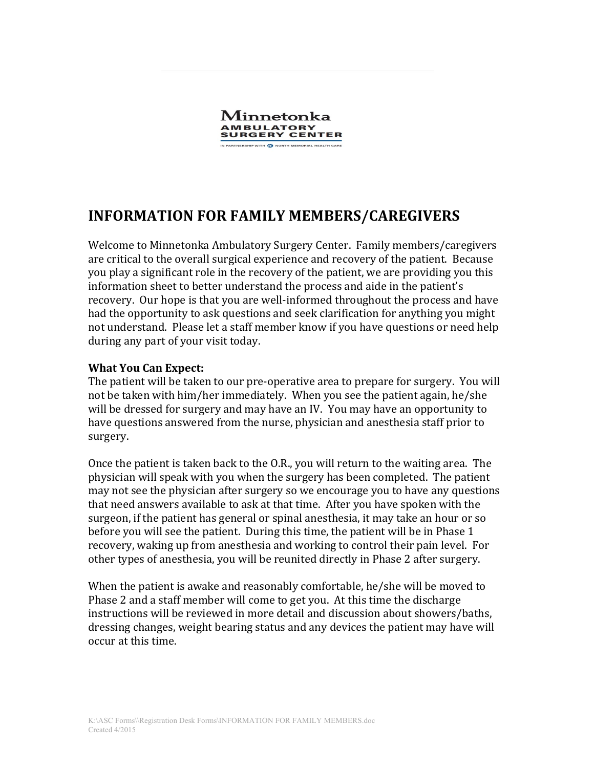# INFORMATION FOR FAMILY MEMBERS/CAREGIVERS

Welcome to Minnetonka Ambulatory Surgery Center. Family members/caregivers are critical to the overall surgical experience and recovery of the patient. Because you play a significant role in the recovery of the patient, we are providing you this information sheet to better understand the process and aide in the patient's recovery. Our hope is that you are well-informed throughout the process and have had the opportunity to ask questions and seek clarification for anything you might not understand. Please let a staff member know if you have questions or need help during any part of your visit today.

**What You Can Expect:**

The patient will be taken to our pre-operative area to prepare for surgery. You will not be taken with him/her immediately. When you see the patient again, he/she will be dressed for surgery and may have an IV. You may have an opportunity to have questions answered from the nurse, physician and anesthesia staff prior to surgery.

Once the patient is taken back to the O.R., you will return to the waiting area. The physician will speak with you when the surgery has been completed. The patient may not see the physician after surgery so we encourage you to have any questions that need answers available to ask at that time. After you have spoken with the surgeon, if the patient has general or spinal anesthesia, it may take an hour or so before you will see the patient. During this time, the patient will be in Phase 1 recovery, waking up from anesthesia and working to control their pain level. For other types of anesthesia, you will be reunited directly in Phase 2 after surgery.

When the patient is awake and reasonably comfortable, he/she will be moved to Phase 2 and a staff member will come to get you. At this time the discharge instructions will be reviewed in more detail and discussion about showers/baths, dressing changes, weight bearing status and any devices the patient may have will occur at this time.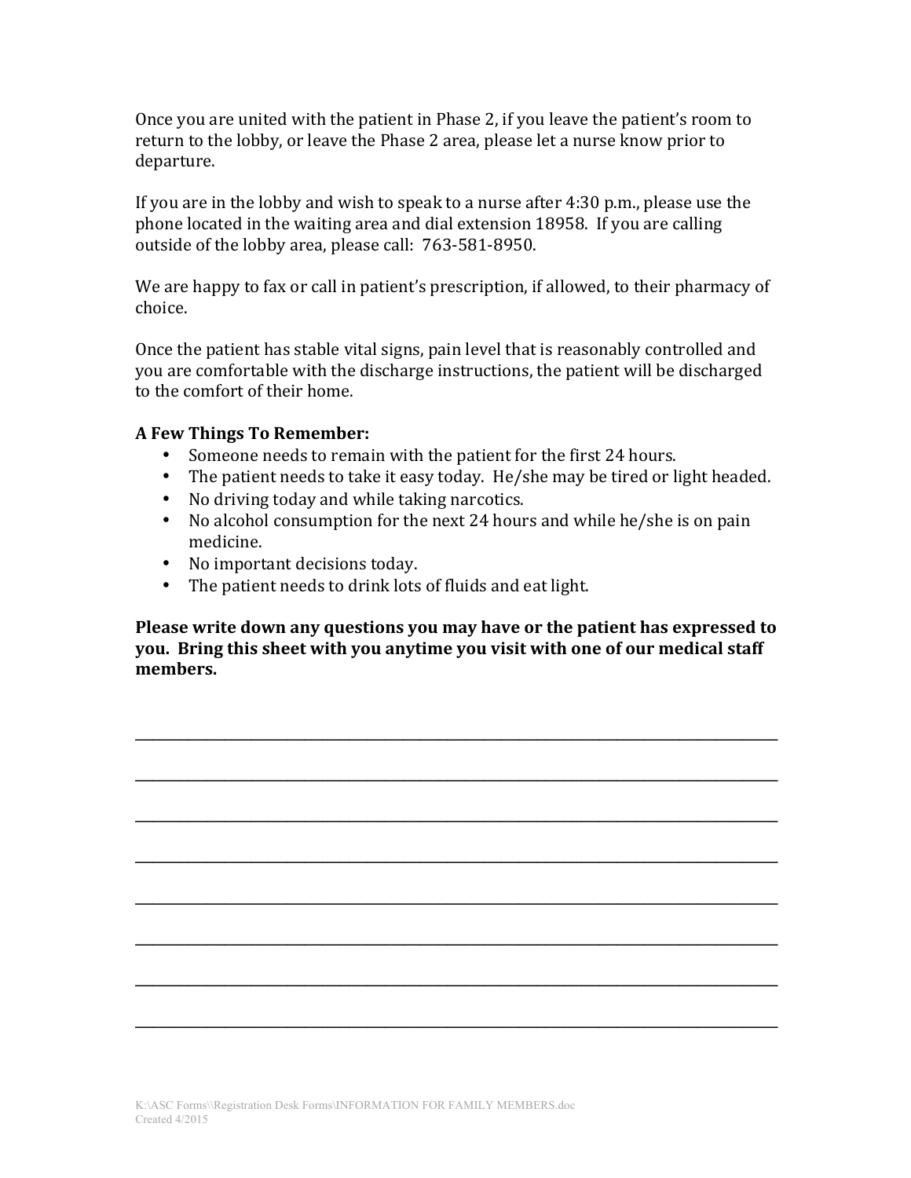Once you are united with the patient in Phase 2, if you leave the patient's room to return to the lobby, or leave the Phase 2 area, please let a nurse know prior to departure.

If you are in the lobby and wish to speak to a nurse after 4:30 p.m., please use the phone located in the waiting area and dial extension 18958. If you are calling outside of the lobby area, please call: 763-581-8950.

We are happy to fax or call in patient's prescription, if allowed, to their pharmacy of choice.

Once the patient has stable vital signs, pain level that is reasonably controlled and you are comfortable with the discharge instructions, the patient will be discharged to the comfort of their home.

**A Few Things To Remember:**

- Someone needs to remain with the patient for the first 24 hours.
- The patient needs to take it easy today. He/she may be tired or light headed.
- No driving today and while taking narcotics.
- No alcohol consumption for the next 24 hours and while he/she is on pain medicine.
- No important decisions today.
- The patient needs to drink lots of fluids and eat light.

**Please write down any questions you may have or the patient has expressed to you. Bring this sheet with you anytime you visit with one of our medical staff members.**

_______________________________________________________________________________

_______________________________________________________________________________

_______________________________________________________________________________

_______________________________________________________________________________

_______________________________________________________________________________

_______________________________________________________________________________

_______________________________________________________________________________

_______________________________________________________________________________

K:\ASC Forms\\Registration Desk Forms\INFORMATION FOR FAMILY MEMBERS.doc
Created 4/2015